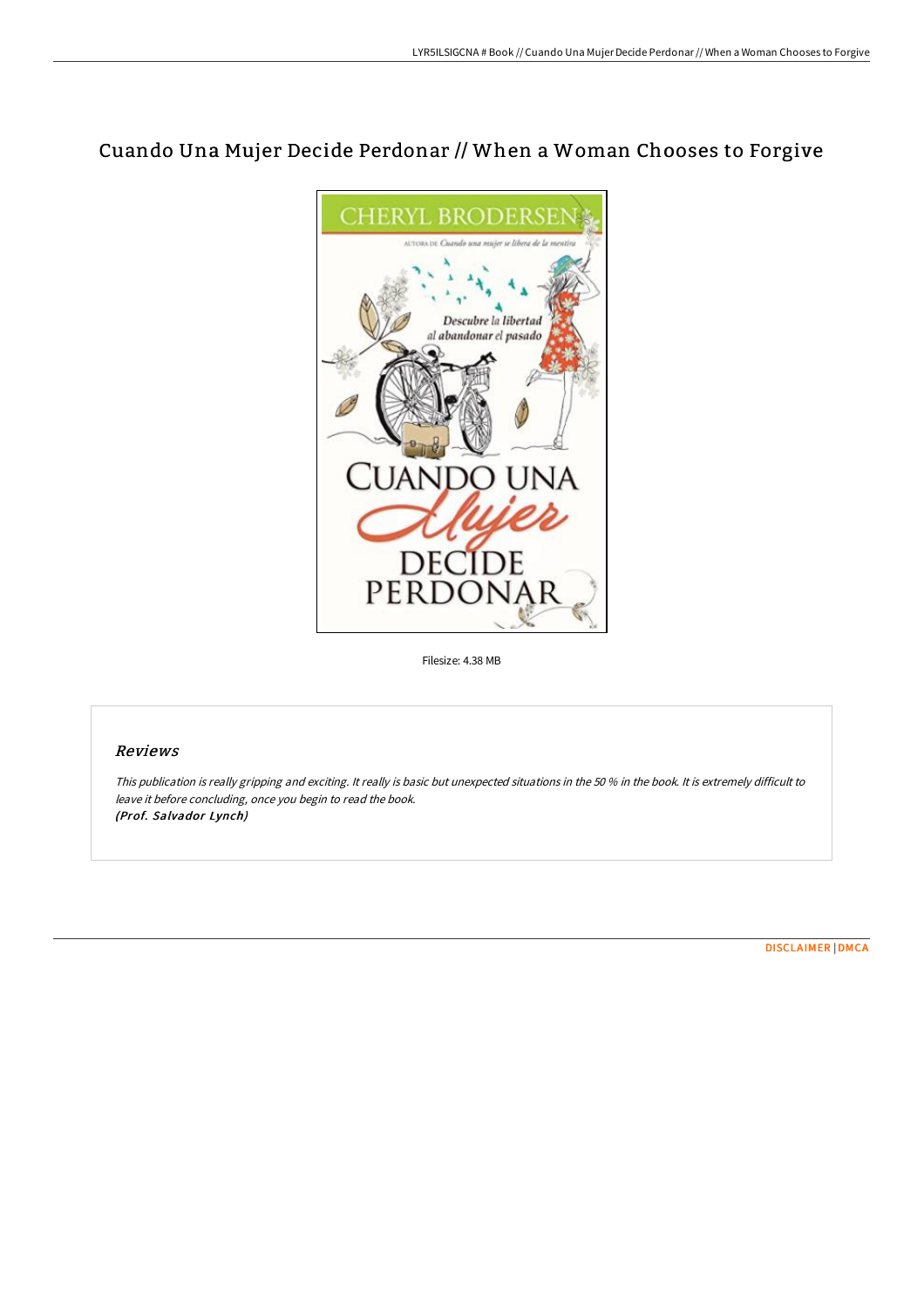# Cuando Una Mujer Decide Perdonar // When a Woman Chooses to Forgive

Filesize: 4.38 MB

## Reviews

*This publication is really gripping and exciting. It really is basic but unexpected situations in the 50 % in the book. It is extremely difficult to leave it before concluding, once you begin to read the book.*
***(Prof. Salvador Lynch)***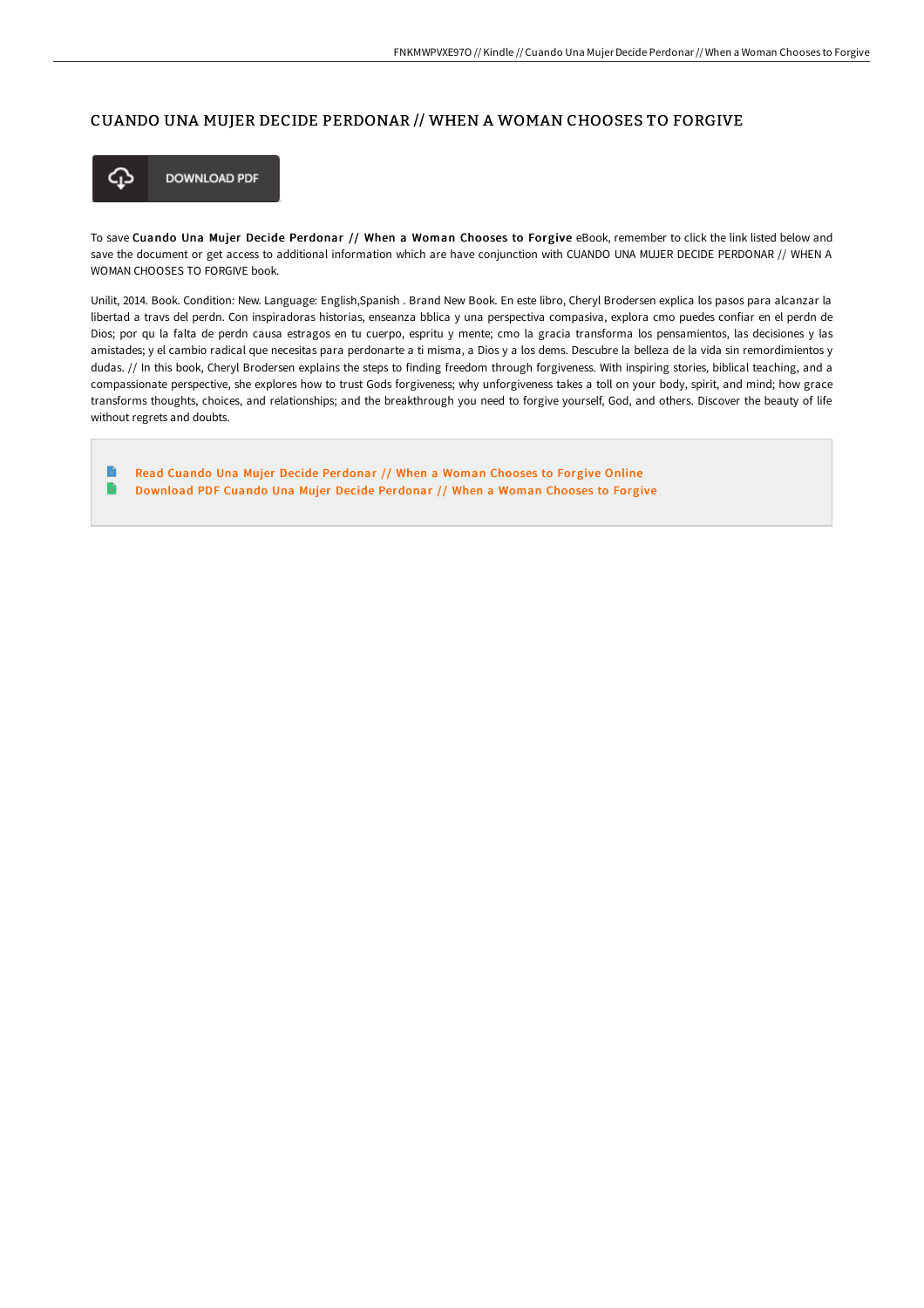# CUANDO UNA MUJER DECIDE PERDONAR // WHEN A WOMAN CHOOSES TO FORGIVE

DOWNLOAD PDF

To save **Cuando Una Mujer Decide Perdonar // When a Woman Chooses to Forgive** eBook, remember to click the link listed below and save the document or get access to additional information which are have conjunction with CUANDO UNA MUJER DECIDE PERDONAR // WHEN A WOMAN CHOOSES TO FORGIVE book.

Unilit, 2014. Book. Condition: New. Language: English,Spanish . Brand New Book. En este libro, Cheryl Brodersen explica los pasos para alcanzar la libertad a travs del perdn. Con inspiradoras historias, enseanza bblica y una perspectiva compasiva, explora cmo puedes confiar en el perdn de Dios; por qu la falta de perdn causa estragos en tu cuerpo, espritu y mente; cmo la gracia transforma los pensamientos, las decisiones y las amistades; y el cambio radical que necesitas para perdonarte a ti misma, a Dios y a los dems. Descubre la belleza de la vida sin remordimientos y dudas. // In this book, Cheryl Brodersen explains the steps to finding freedom through forgiveness. With inspiring stories, biblical teaching, and a compassionate perspective, she explores how to trust Gods forgiveness; why unforgiveness takes a toll on your body, spirit, and mind; how grace transforms thoughts, choices, and relationships; and the breakthrough you need to forgive yourself, God, and others. Discover the beauty of life without regrets and doubts.

- Read Cuando Una Mujer Decide Perdonar // When a Woman Chooses to Forgive Online
- Download PDF Cuando Una Mujer Decide Perdonar // When a Woman Chooses to Forgive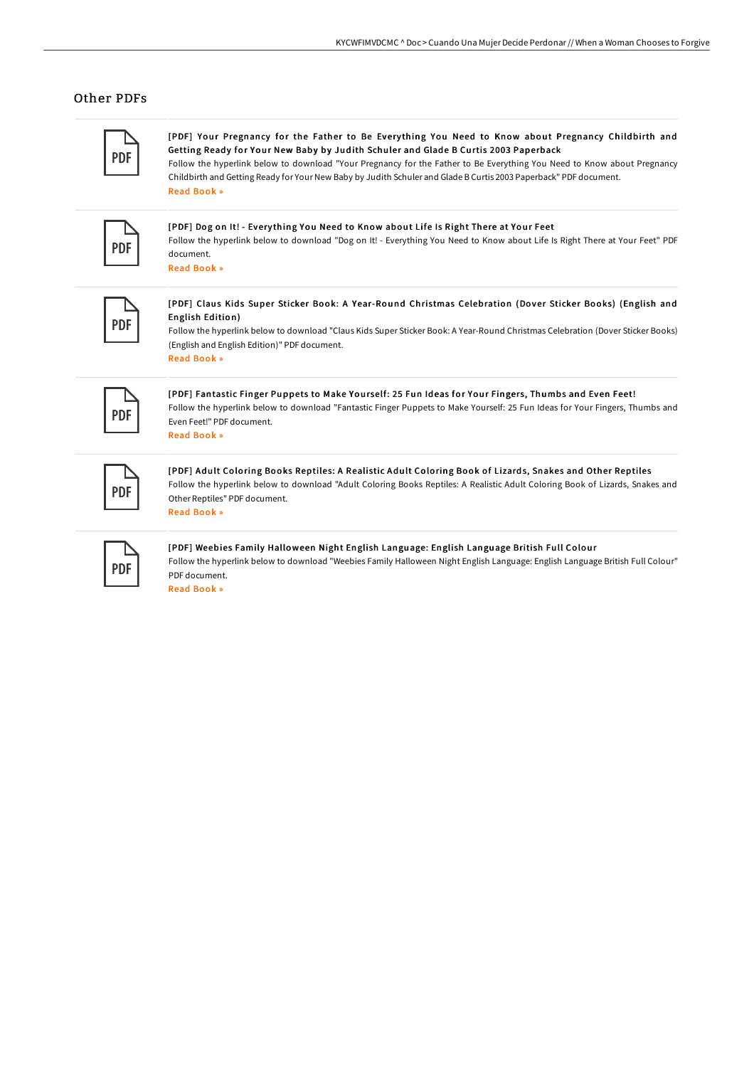## Other PDFs

[PDF] Your Pregnancy for the Father to Be Everything You Need to Know about Pregnancy Childbirth and Getting Ready for Your New Baby by Judith Schuler and Glade B Curtis 2003 Paperback

Follow the hyperlink below to download "Your Pregnancy for the Father to Be Everything You Need to Know about Pregnancy Childbirth and Getting Ready for Your New Baby by Judith Schuler and Glade B Curtis 2003 Paperback" PDF document.

Read Book »

[PDF] Dog on It! - Everything You Need to Know about Life Is Right There at Your Feet

Follow the hyperlink below to download "Dog on It! - Everything You Need to Know about Life Is Right There at Your Feet" PDF document.

Read Book »

[PDF] Claus Kids Super Sticker Book: A Year-Round Christmas Celebration (Dover Sticker Books) (English and English Edition)

Follow the hyperlink below to download "Claus Kids Super Sticker Book: A Year-Round Christmas Celebration (Dover Sticker Books) (English and English Edition)" PDF document.

Read Book »

[PDF] Fantastic Finger Puppets to Make Yourself: 25 Fun Ideas for Your Fingers, Thumbs and Even Feet!

Follow the hyperlink below to download "Fantastic Finger Puppets to Make Yourself: 25 Fun Ideas for Your Fingers, Thumbs and Even Feet!" PDF document.

Read Book »

[PDF] Adult Coloring Books Reptiles: A Realistic Adult Coloring Book of Lizards, Snakes and Other Reptiles

Follow the hyperlink below to download "Adult Coloring Books Reptiles: A Realistic Adult Coloring Book of Lizards, Snakes and Other Reptiles" PDF document.

Read Book »

[PDF] Weebies Family Halloween Night English Language: English Language British Full Colour

Follow the hyperlink below to download "Weebies Family Halloween Night English Language: English Language British Full Colour" PDF document.

Read Book »